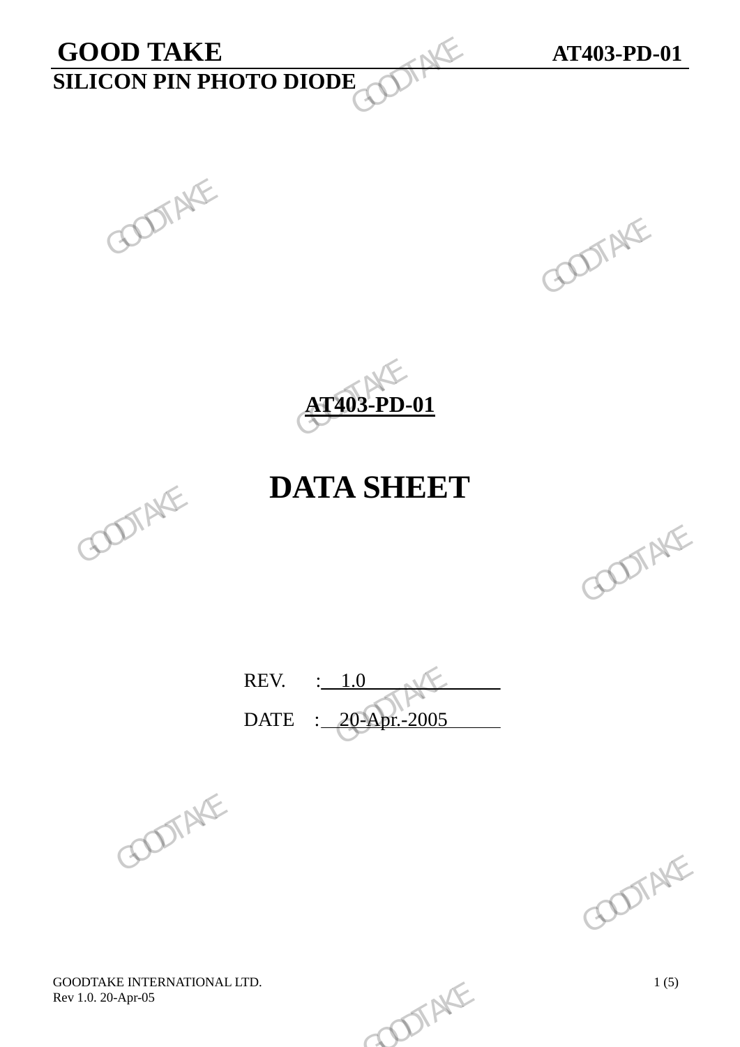# AT403-PD-01

# DATA SHEET

REV. : 1.0

DATE : 20-Apr.-2005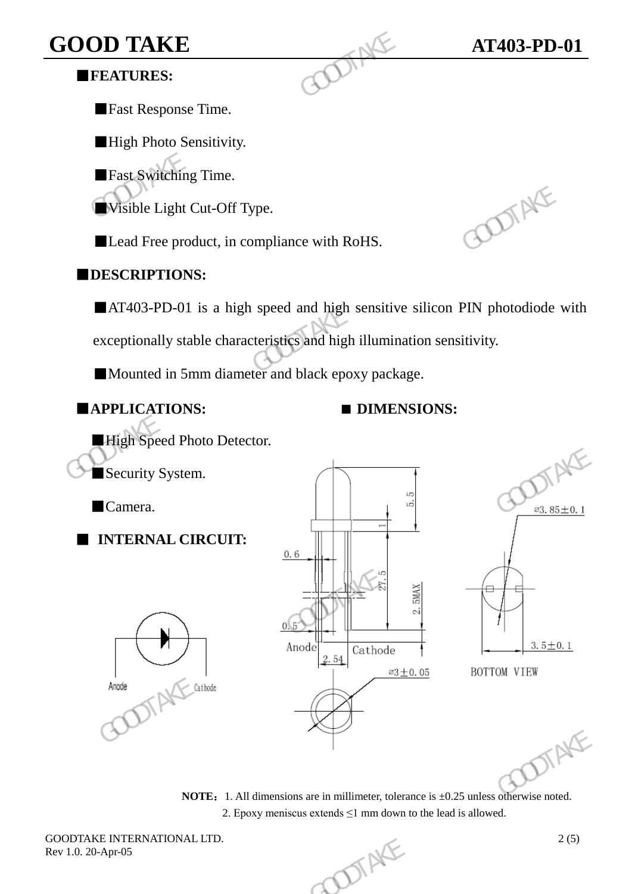## ■FEATURES:

- ■Fast Response Time.
- ■High Photo Sensitivity.
- ■Fast Switching Time.
- ■Visible Light Cut-Off Type.
- ■Lead Free product, in compliance with RoHS.

## ■DESCRIPTIONS:

- ■AT403-PD-01 is a high speed and high sensitive silicon PIN photodiode with exceptionally stable characteristics and high illumination sensitivity.
- ■Mounted in 5mm diameter and black epoxy package.

## ■APPLICATIONS:

- ■High Speed Photo Detector.
- ■Security System.
- ■Camera.

## ■ INTERNAL CIRCUIT:

Anode Cathode

## ■ DIMENSIONS:

5.5, 1, 27.5, 2.5MAX, 0.6, 0.5, Anode, Cathode, 2.54, ⌀3±0.05, ⌀3.85±0.1, 3.5±0.1, BOTTOM VIEW

**NOTE：** 1. All dimensions are in millimeter, tolerance is ±0.25 unless otherwise noted.
2. Epoxy meniscus extends ≤1 mm down to the lead is allowed.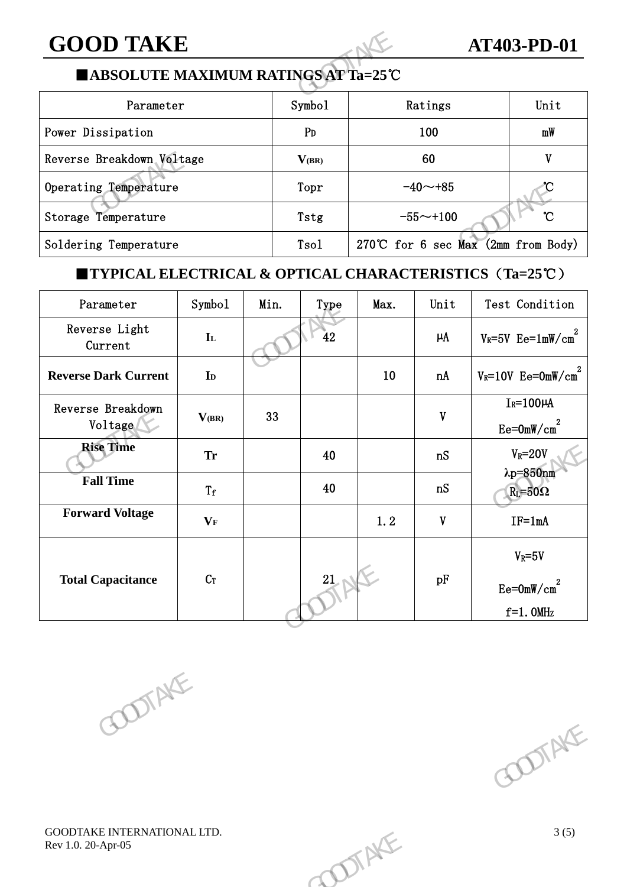## ■ABSOLUTE MAXIMUM RATINGS AT Ta=25℃

| Parameter | Symbol | Ratings | Unit |
|---|---|---|---|
| Power Dissipation | $P_D$ | 100 | mW |
| Reverse Breakdown Voltage | $V_{(BR)}$ | 60 | V |
| Operating Temperature | Topr | -40～+85 | ℃ |
| Storage Temperature | Tstg | -55～+100 | ℃ |
| Soldering Temperature | Tsol | 270℃ for 6 sec Max (2mm from Body) | |

## ■TYPICAL ELECTRICAL & OPTICAL CHARACTERISTICS（Ta=25℃）

| Parameter | Symbol | Min. | Type | Max. | Unit | Test Condition |
|---|---|---|---|---|---|---|
| Reverse Light Current | $I_L$ | | 42 | | μA | $V_R$=5V Ee=1mW/$cm^2$ |
| **Reverse Dark Current** | $I_D$ | | | 10 | nA | $V_R$=10V Ee=0mW/$cm^2$ |
| Reverse Breakdown Voltage | $V_{(BR)}$ | 33 | | | V | $I_R$=100μA Ee=0mW/$cm^2$ |
| **Rise Time** | Tr | | 40 | | nS | $V_R$=20V λp=850nm $R_L$=50Ω |
| **Fall Time** | $T_f$ | | 40 | | nS | |
| **Forward Voltage** | $V_F$ | | | 1.2 | V | IF=1mA |
| **Total Capacitance** | $C_T$ | | 21 | | pF | $V_R$=5V Ee=0mW/$cm^2$ f=1.0MHz |

GOODTAKE INTERNATIONAL LTD.
Rev 1.0. 20-Apr-05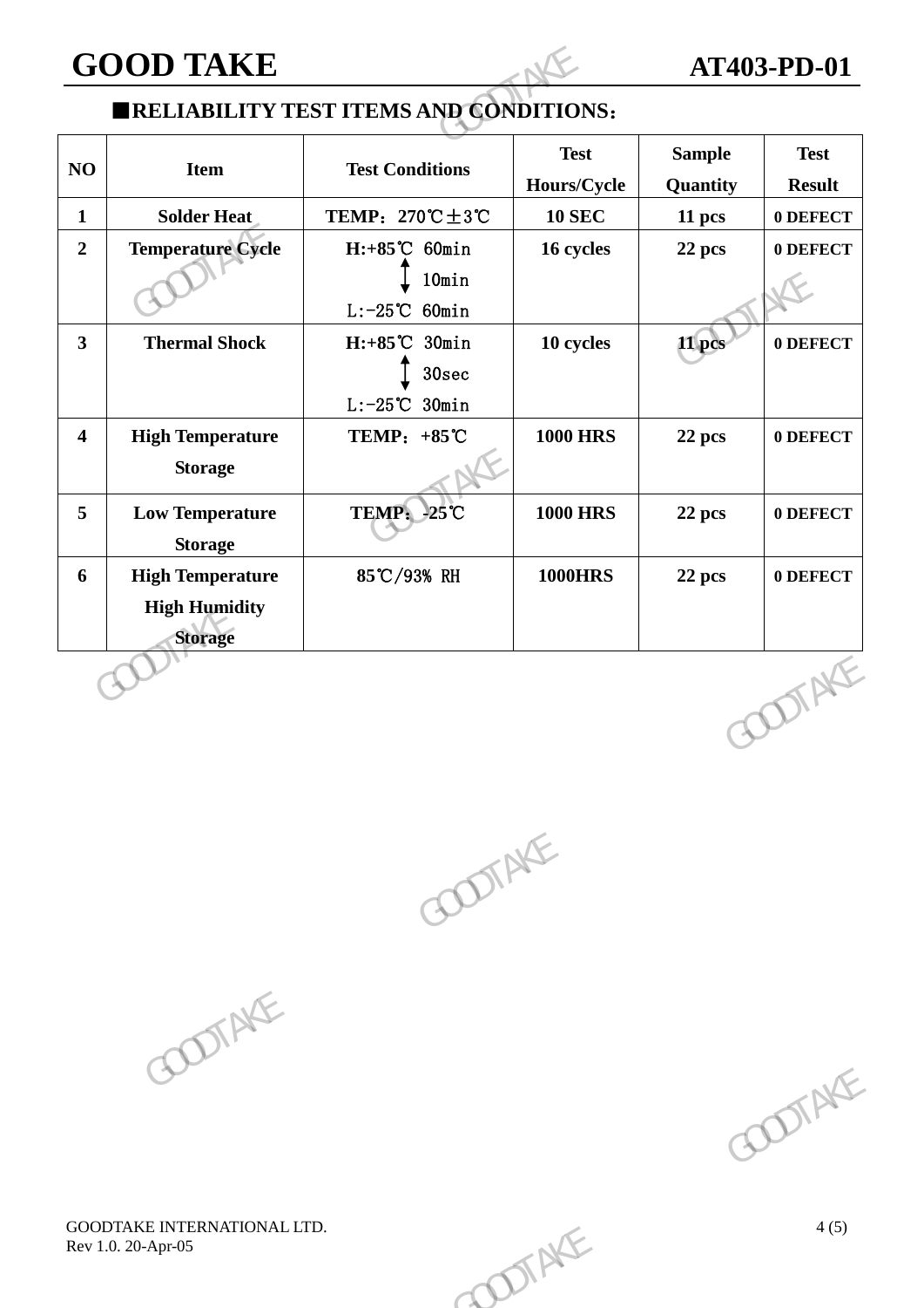## ■RELIABILITY TEST ITEMS AND CONDITIONS：

| NO | Item | Test Conditions | Test Hours/Cycle | Sample Quantity | Test Result |
|---|---|---|---|---|---|
| 1 | Solder Heat | TEMP：270℃±3℃ | 10 SEC | 11 pcs | 0 DEFECT |
| 2 | Temperature Cycle | H:+85℃ 60min ↕ 10min L:-25℃ 60min | 16 cycles | 22 pcs | 0 DEFECT |
| 3 | Thermal Shock | H:+85℃ 30min ↕ 30sec L:-25℃ 30min | 10 cycles | 11 pcs | 0 DEFECT |
| 4 | High Temperature Storage | TEMP：+85℃ | 1000 HRS | 22 pcs | 0 DEFECT |
| 5 | Low Temperature Storage | TEMP：-25℃ | 1000 HRS | 22 pcs | 0 DEFECT |
| 6 | High Temperature High Humidity Storage | 85℃/93% RH | 1000HRS | 22 pcs | 0 DEFECT |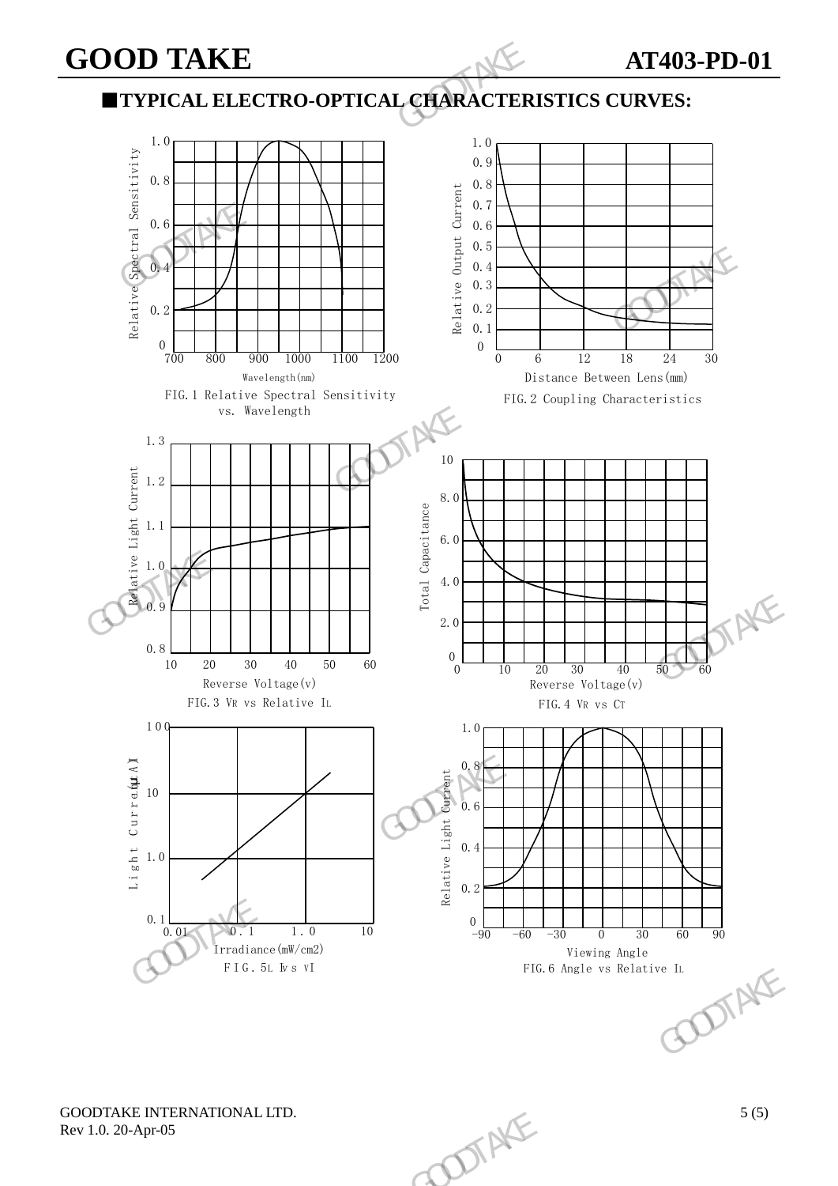## ■TYPICAL ELECTRO-OPTICAL CHARACTERISTICS CURVES:

Relative Spectral Sensitivity
1.0
0.8
0.6
0.4
0.2
0
700 800 900 1000 1100 1200
Wavelength(nm)

FIG.1 Relative Spectral Sensitivity vs. Wavelength

Relative Output Current
1.0
0.9
0.8
0.7
0.6
0.5
0.4
0.3
0.2
0.1
0
0 6 12 18 24 30
Distance Between Lens(mm)

FIG.2 Coupling Characteristics

Relative Light Current
1.3
1.2
1.1
1.0
0.9
0.8
10 20 30 40 50 60
Reverse Voltage(v)

FIG.3 VR vs Relative IL

Total Capacitance
10
8.0
6.0
4.0
2.0
0
0 10 20 30 40 50 60
Reverse Voltage(v)

FIG.4 VR vs CT

Light Current(μA)
100
10
1.0
0.1
0.01 0.1 1.0 10
Irradiance(mW/cm2)

FIG.5L Iv s VI

Relative Light Current
1.0
0.8
0.6
0.4
0.2
0
−90 −60 −30 0 30 60 90
Viewing Angle

FIG.6 Angle vs Relative IL

GOODTAKE INTERNATIONAL LTD.
Rev 1.0. 20-Apr-05